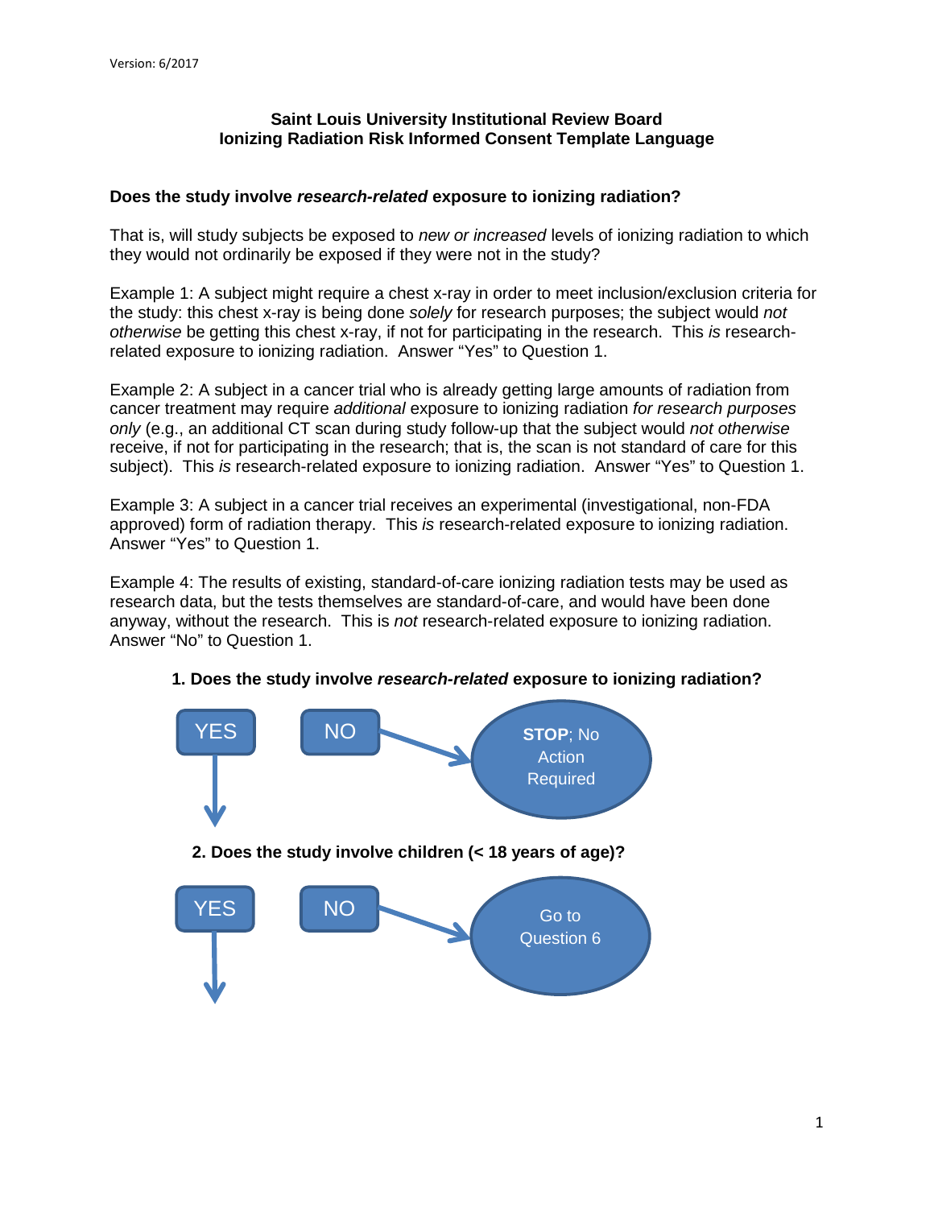Version: 6/2017

# Saint Louis University Institutional Review Board
# Ionizing Radiation Risk Informed Consent Template Language

**Does the study involve *research-related* exposure to ionizing radiation?**

That is, will study subjects be exposed to *new or increased* levels of ionizing radiation to which they would not ordinarily be exposed if they were not in the study?

Example 1: A subject might require a chest x-ray in order to meet inclusion/exclusion criteria for the study: this chest x-ray is being done *solely* for research purposes; the subject would *not otherwise* be getting this chest x-ray, if not for participating in the research. This *is* research-related exposure to ionizing radiation. Answer "Yes" to Question 1.

Example 2: A subject in a cancer trial who is already getting large amounts of radiation from cancer treatment may require *additional* exposure to ionizing radiation *for research purposes only* (e.g., an additional CT scan during study follow-up that the subject would *not otherwise* receive, if not for participating in the research; that is, the scan is not standard of care for this subject). This *is* research-related exposure to ionizing radiation. Answer "Yes" to Question 1.

Example 3: A subject in a cancer trial receives an experimental (investigational, non-FDA approved) form of radiation therapy. This *is* research-related exposure to ionizing radiation. Answer "Yes" to Question 1.

Example 4: The results of existing, standard-of-care ionizing radiation tests may be used as research data, but the tests themselves are standard-of-care, and would have been done anyway, without the research. This is *not* research-related exposure to ionizing radiation. Answer "No" to Question 1.

**1. Does the study involve *research-related* exposure to ionizing radiation?**

- YES ↓
- NO → **STOP**; No Action Required

**2. Does the study involve children (< 18 years of age)?**

- YES ↓
- NO → Go to Question 6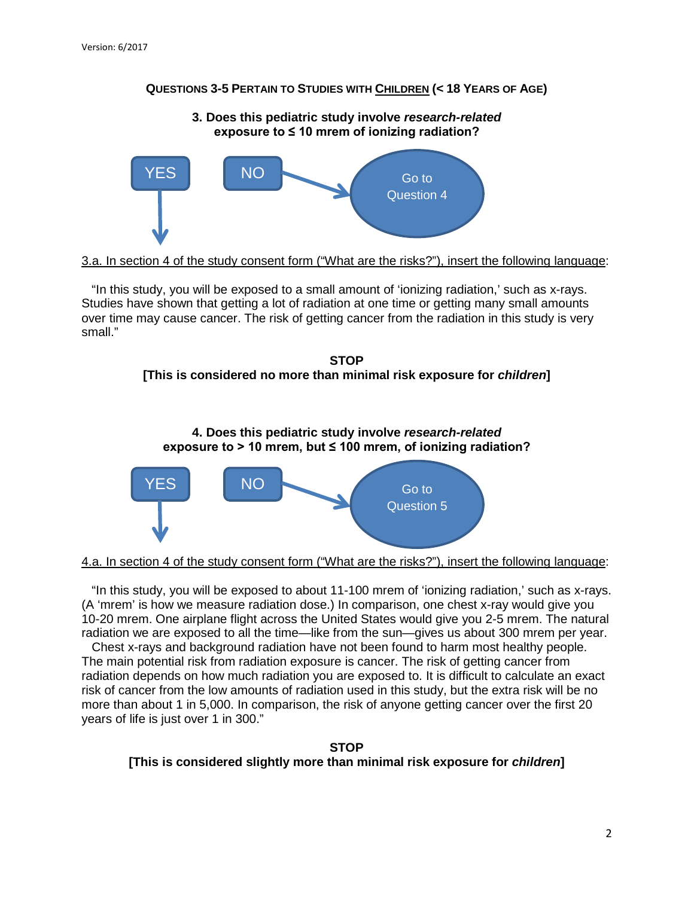Version: 6/2017

**QUESTIONS 3-5 PERTAIN TO STUDIES WITH CHILDREN (< 18 YEARS OF AGE)**

**3. Does this pediatric study involve *research-related* exposure to ≤ 10 mrem of ionizing radiation?**

YES

NO → Go to Question 4

3.a. In section 4 of the study consent form ("What are the risks?"), insert the following language:

"In this study, you will be exposed to a small amount of 'ionizing radiation,' such as x-rays. Studies have shown that getting a lot of radiation at one time or getting many small amounts over time may cause cancer. The risk of getting cancer from the radiation in this study is very small."

**STOP**
**[This is considered no more than minimal risk exposure for *children*]**

**4. Does this pediatric study involve *research-related* exposure to > 10 mrem, but ≤ 100 mrem, of ionizing radiation?**

YES

NO → Go to Question 5

4.a. In section 4 of the study consent form ("What are the risks?"), insert the following language:

"In this study, you will be exposed to about 11-100 mrem of 'ionizing radiation,' such as x-rays. (A 'mrem' is how we measure radiation dose.) In comparison, one chest x-ray would give you 10-20 mrem. One airplane flight across the United States would give you 2-5 mrem. The natural radiation we are exposed to all the time—like from the sun—gives us about 300 mrem per year.
Chest x-rays and background radiation have not been found to harm most healthy people. The main potential risk from radiation exposure is cancer. The risk of getting cancer from radiation depends on how much radiation you are exposed to. It is difficult to calculate an exact risk of cancer from the low amounts of radiation used in this study, but the extra risk will be no more than about 1 in 5,000. In comparison, the risk of anyone getting cancer over the first 20 years of life is just over 1 in 300."

**STOP**
**[This is considered slightly more than minimal risk exposure for *children*]**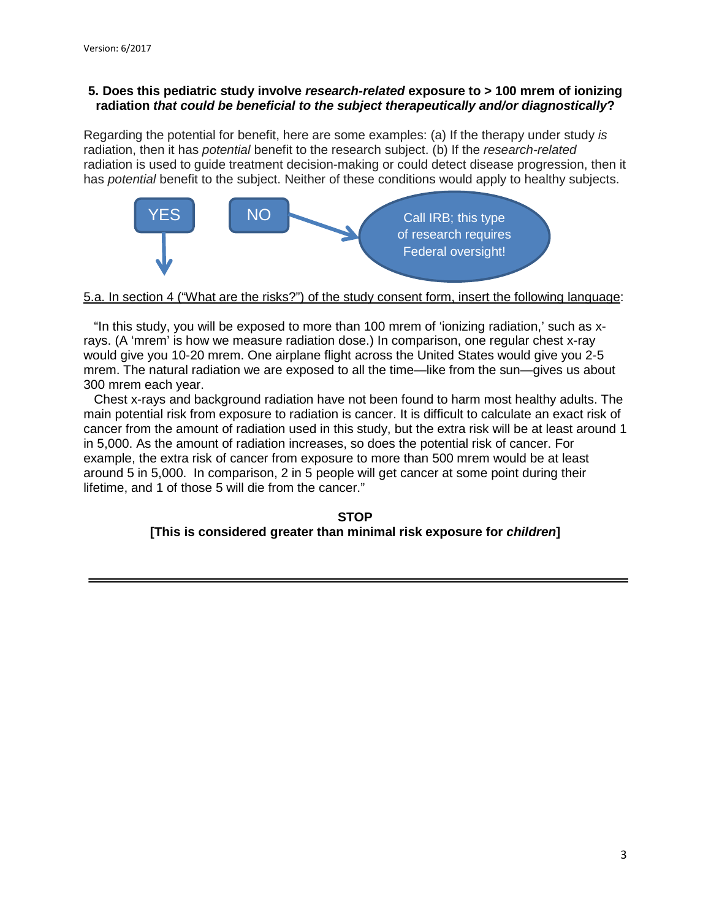### 5. Does this pediatric study involve *research-related* exposure to > 100 mrem of ionizing radiation *that could be beneficial to the subject therapeutically and/or diagnostically*?

Regarding the potential for benefit, here are some examples: (a) If the therapy under study *is* radiation, then it has *potential* benefit to the research subject. (b) If the *research-related* radiation is used to guide treatment decision-making or could detect disease progression, then it has *potential* benefit to the subject. Neither of these conditions would apply to healthy subjects.

**YES** ↓

**NO** → Call IRB; this type of research requires Federal oversight!

<u>5.a. In section 4 ("What are the risks?") of the study consent form, insert the following language</u>:

"In this study, you will be exposed to more than 100 mrem of 'ionizing radiation,' such as x-rays. (A 'mrem' is how we measure radiation dose.) In comparison, one regular chest x-ray would give you 10-20 mrem. One airplane flight across the United States would give you 2-5 mrem. The natural radiation we are exposed to all the time—like from the sun—gives us about 300 mrem each year.

Chest x-rays and background radiation have not been found to harm most healthy adults. The main potential risk from exposure to radiation is cancer. It is difficult to calculate an exact risk of cancer from the amount of radiation used in this study, but the extra risk will be at least around 1 in 5,000. As the amount of radiation increases, so does the potential risk of cancer. For example, the extra risk of cancer from exposure to more than 500 mrem would be at least around 5 in 5,000. In comparison, 2 in 5 people will get cancer at some point during their lifetime, and 1 of those 5 will die from the cancer."

**STOP**
**[This is considered greater than minimal risk exposure for *children*]**

---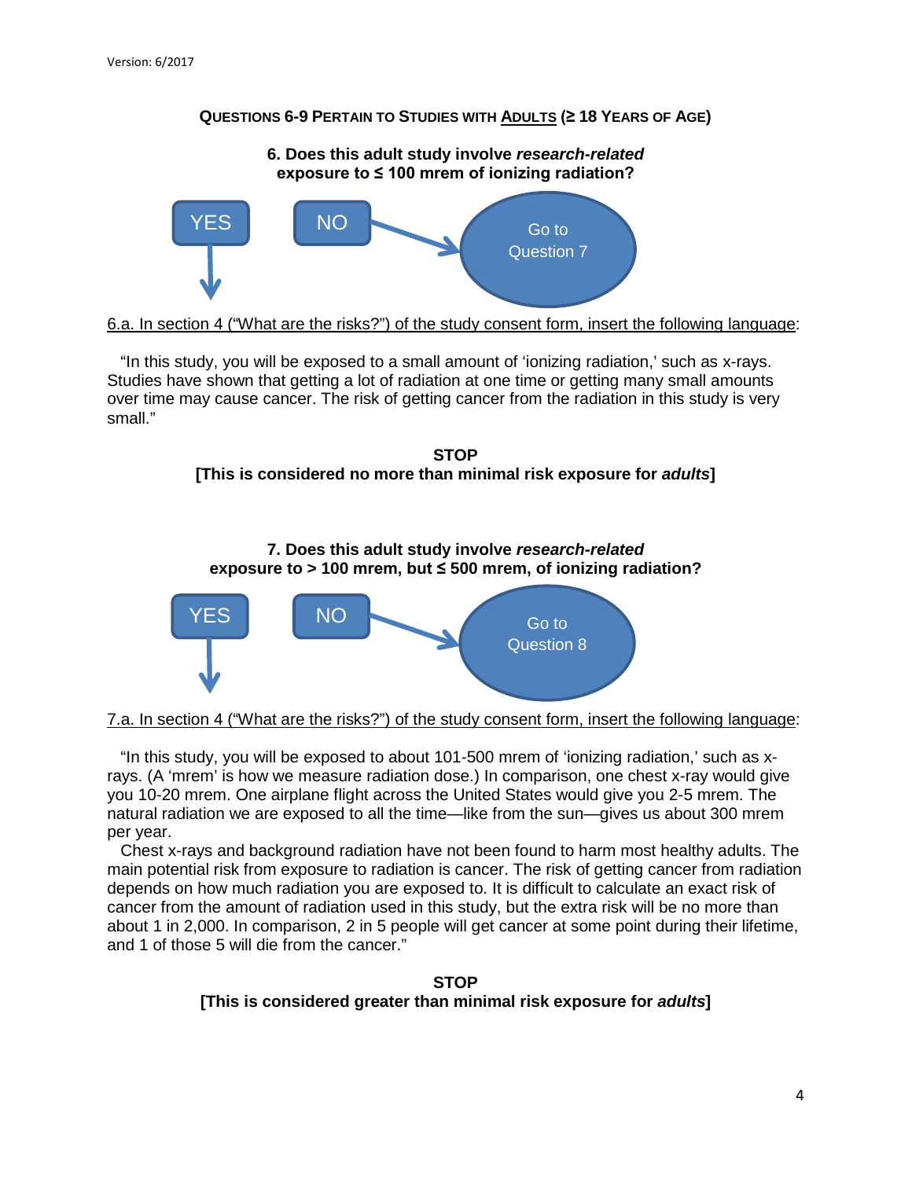## Questions 6-9 Pertain to Studies with Adults (≥ 18 Years of Age)

**6. Does this adult study involve *research-related* exposure to ≤ 100 mrem of ionizing radiation?**

YES ↓ | NO → Go to Question 7

6.a. In section 4 ("What are the risks?") of the study consent form, insert the following language:

"In this study, you will be exposed to a small amount of 'ionizing radiation,' such as x-rays. Studies have shown that getting a lot of radiation at one time or getting many small amounts over time may cause cancer. The risk of getting cancer from the radiation in this study is very small."

**STOP**
**[This is considered no more than minimal risk exposure for *adults*]**

**7. Does this adult study involve *research-related* exposure to > 100 mrem, but ≤ 500 mrem, of ionizing radiation?**

YES ↓ | NO → Go to Question 8

7.a. In section 4 ("What are the risks?") of the study consent form, insert the following language:

"In this study, you will be exposed to about 101-500 mrem of 'ionizing radiation,' such as x-rays. (A 'mrem' is how we measure radiation dose.) In comparison, one chest x-ray would give you 10-20 mrem. One airplane flight across the United States would give you 2-5 mrem. The natural radiation we are exposed to all the time—like from the sun—gives us about 300 mrem per year.

Chest x-rays and background radiation have not been found to harm most healthy adults. The main potential risk from exposure to radiation is cancer. The risk of getting cancer from radiation depends on how much radiation you are exposed to. It is difficult to calculate an exact risk of cancer from the amount of radiation used in this study, but the extra risk will be no more than about 1 in 2,000. In comparison, 2 in 5 people will get cancer at some point during their lifetime, and 1 of those 5 will die from the cancer."

**STOP**
**[This is considered greater than minimal risk exposure for *adults*]**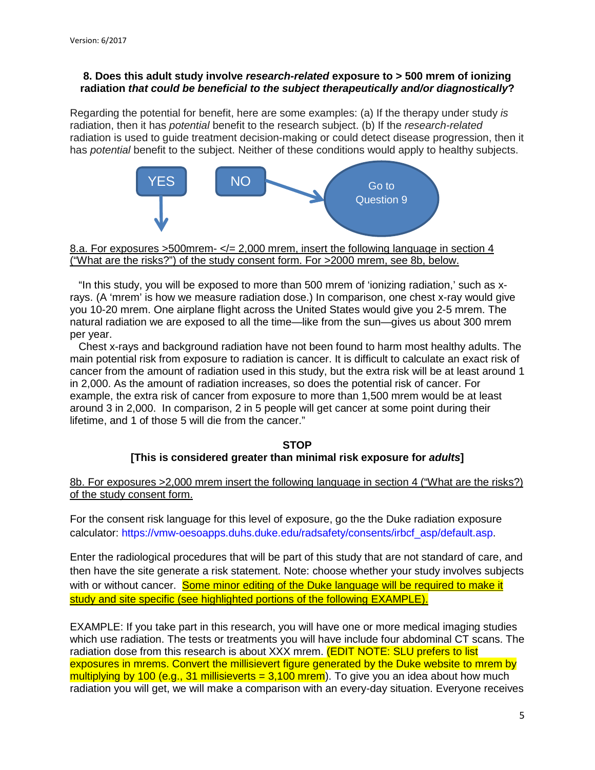**8. Does this adult study involve *research-related* exposure to > 500 mrem of ionizing radiation *that could be beneficial to the subject therapeutically and/or diagnostically*?**

Regarding the potential for benefit, here are some examples: (a) If the therapy under study *is* radiation, then it has *potential* benefit to the research subject. (b) If the *research-related* radiation is used to guide treatment decision-making or could detect disease progression, then it has *potential* benefit to the subject. Neither of these conditions would apply to healthy subjects.

YES ↓ | NO → Go to Question 9

8.a. For exposures >500mrem- </= 2,000 mrem, insert the following language in section 4 ("What are the risks?") of the study consent form. For >2000 mrem, see 8b, below.

"In this study, you will be exposed to more than 500 mrem of 'ionizing radiation,' such as x-rays. (A 'mrem' is how we measure radiation dose.) In comparison, one chest x-ray would give you 10-20 mrem. One airplane flight across the United States would give you 2-5 mrem. The natural radiation we are exposed to all the time—like from the sun—gives us about 300 mrem per year.

Chest x-rays and background radiation have not been found to harm most healthy adults. The main potential risk from exposure to radiation is cancer. It is difficult to calculate an exact risk of cancer from the amount of radiation used in this study, but the extra risk will be at least around 1 in 2,000. As the amount of radiation increases, so does the potential risk of cancer. For example, the extra risk of cancer from exposure to more than 1,500 mrem would be at least around 3 in 2,000. In comparison, 2 in 5 people will get cancer at some point during their lifetime, and 1 of those 5 will die from the cancer."

**STOP**
**[This is considered greater than minimal risk exposure for *adults*]**

8b. For exposures >2,000 mrem insert the following language in section 4 ("What are the risks?) of the study consent form.

For the consent risk language for this level of exposure, go the the Duke radiation exposure calculator: https://vmw-oesoapps.duhs.duke.edu/radsafety/consents/irbcf_asp/default.asp.

Enter the radiological procedures that will be part of this study that are not standard of care, and then have the site generate a risk statement. Note: choose whether your study involves subjects with or without cancer. Some minor editing of the Duke language will be required to make it study and site specific (see highlighted portions of the following EXAMPLE).

EXAMPLE: If you take part in this research, you will have one or more medical imaging studies which use radiation. The tests or treatments you will have include four abdominal CT scans. The radiation dose from this research is about XXX mrem. (EDIT NOTE: SLU prefers to list exposures in mrems. Convert the millisievert figure generated by the Duke website to mrem by multiplying by 100 (e.g., 31 millisieverts = 3,100 mrem). To give you an idea about how much radiation you will get, we will make a comparison with an every-day situation. Everyone receives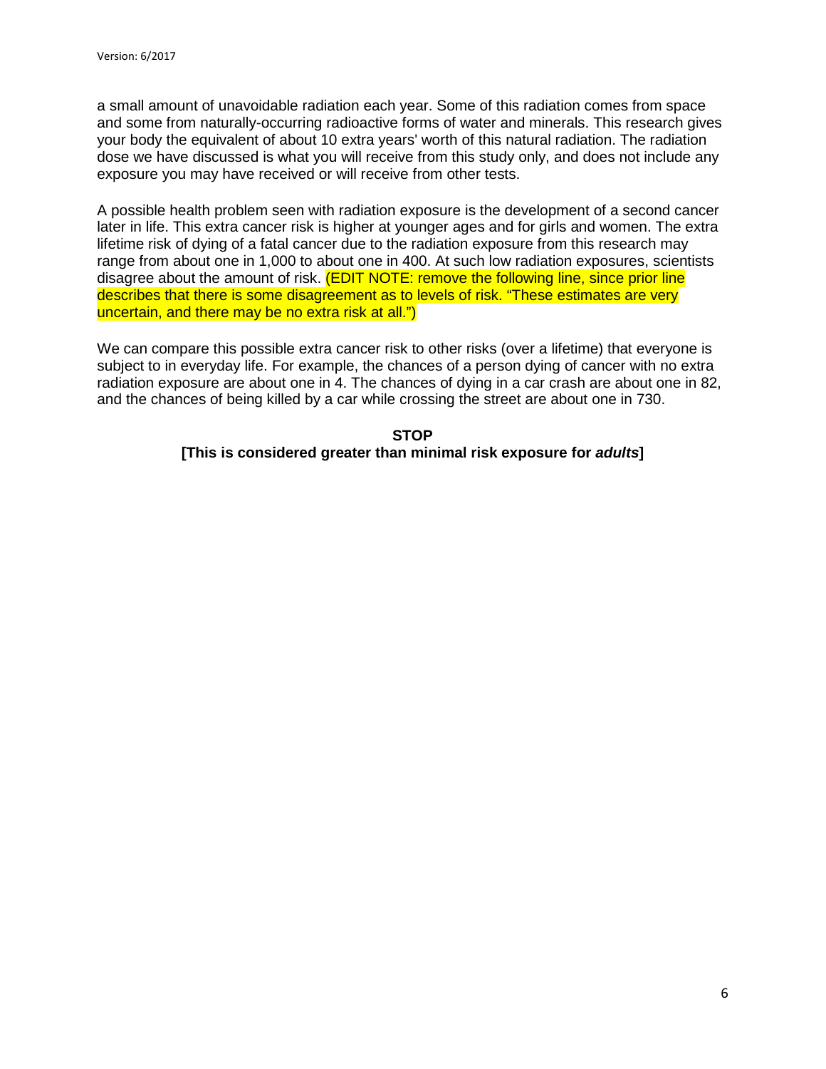a small amount of unavoidable radiation each year. Some of this radiation comes from space and some from naturally-occurring radioactive forms of water and minerals. This research gives your body the equivalent of about 10 extra years' worth of this natural radiation. The radiation dose we have discussed is what you will receive from this study only, and does not include any exposure you may have received or will receive from other tests.

A possible health problem seen with radiation exposure is the development of a second cancer later in life. This extra cancer risk is higher at younger ages and for girls and women. The extra lifetime risk of dying of a fatal cancer due to the radiation exposure from this research may range from about one in 1,000 to about one in 400. At such low radiation exposures, scientists disagree about the amount of risk. (EDIT NOTE: remove the following line, since prior line describes that there is some disagreement as to levels of risk. "These estimates are very uncertain, and there may be no extra risk at all.")

We can compare this possible extra cancer risk to other risks (over a lifetime) that everyone is subject to in everyday life. For example, the chances of a person dying of cancer with no extra radiation exposure are about one in 4. The chances of dying in a car crash are about one in 82, and the chances of being killed by a car while crossing the street are about one in 730.

**STOP**

**[This is considered greater than minimal risk exposure for *adults*]**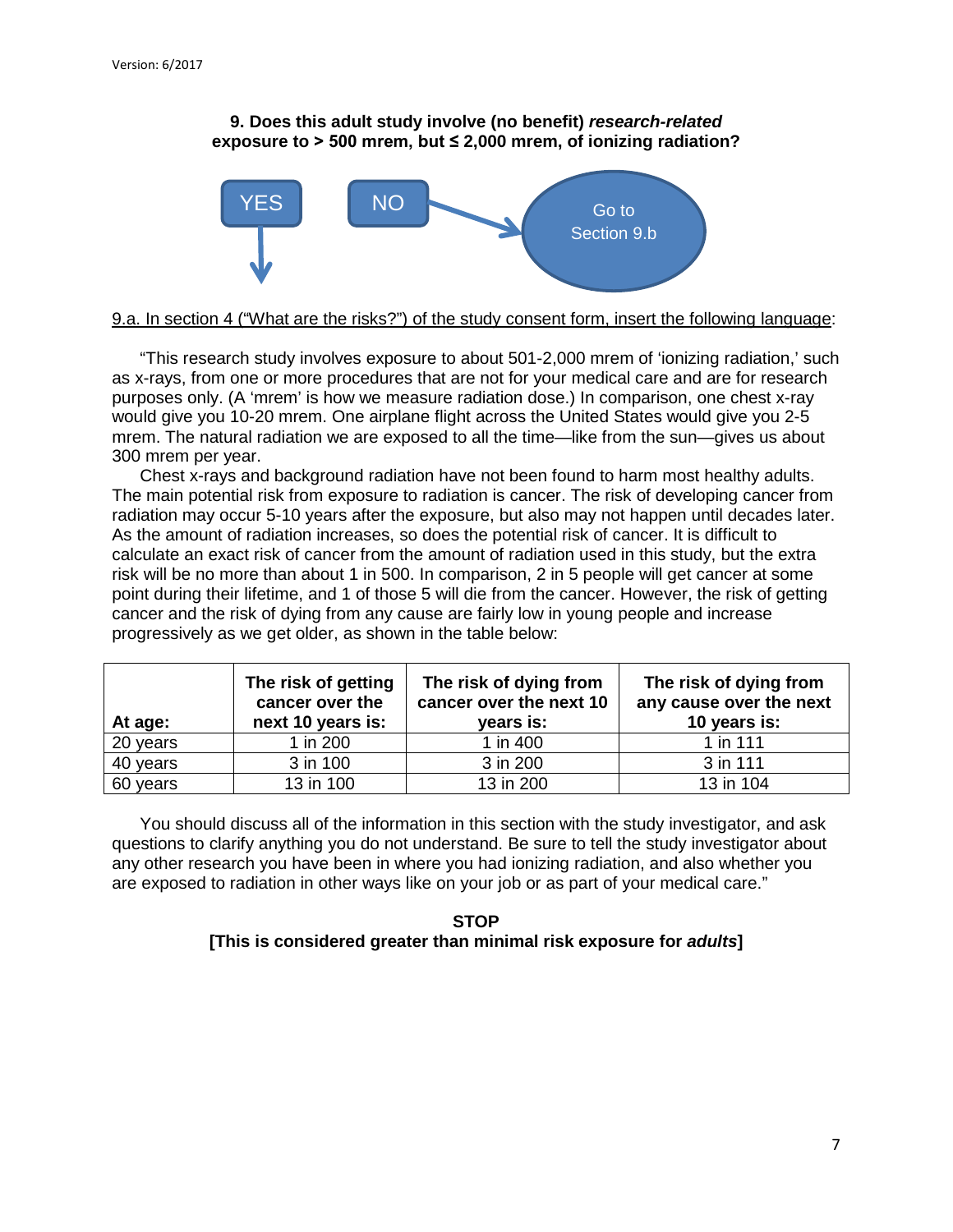**9. Does this adult study involve (no benefit) *research-related* exposure to > 500 mrem, but ≤ 2,000 mrem, of ionizing radiation?**

YES ↓ &nbsp;&nbsp;&nbsp; NO → Go to Section 9.b

9.a. In section 4 ("What are the risks?") of the study consent form, insert the following language:

"This research study involves exposure to about 501-2,000 mrem of 'ionizing radiation,' such as x-rays, from one or more procedures that are not for your medical care and are for research purposes only. (A 'mrem' is how we measure radiation dose.) In comparison, one chest x-ray would give you 10-20 mrem. One airplane flight across the United States would give you 2-5 mrem. The natural radiation we are exposed to all the time—like from the sun—gives us about 300 mrem per year.

Chest x-rays and background radiation have not been found to harm most healthy adults. The main potential risk from exposure to radiation is cancer. The risk of developing cancer from radiation may occur 5-10 years after the exposure, but also may not happen until decades later. As the amount of radiation increases, so does the potential risk of cancer. It is difficult to calculate an exact risk of cancer from the amount of radiation used in this study, but the extra risk will be no more than about 1 in 500. In comparison, 2 in 5 people will get cancer at some point during their lifetime, and 1 of those 5 will die from the cancer. However, the risk of getting cancer and the risk of dying from any cause are fairly low in young people and increase progressively as we get older, as shown in the table below:

| At age: | The risk of getting cancer over the next 10 years is: | The risk of dying from cancer over the next 10 years is: | The risk of dying from any cause over the next 10 years is: |
|---|---|---|---|
| 20 years | 1 in 200 | 1 in 400 | 1 in 111 |
| 40 years | 3 in 100 | 3 in 200 | 3 in 111 |
| 60 years | 13 in 100 | 13 in 200 | 13 in 104 |

You should discuss all of the information in this section with the study investigator, and ask questions to clarify anything you do not understand. Be sure to tell the study investigator about any other research you have been in where you had ionizing radiation, and also whether you are exposed to radiation in other ways like on your job or as part of your medical care."

**STOP**
**[This is considered greater than minimal risk exposure for *adults*]**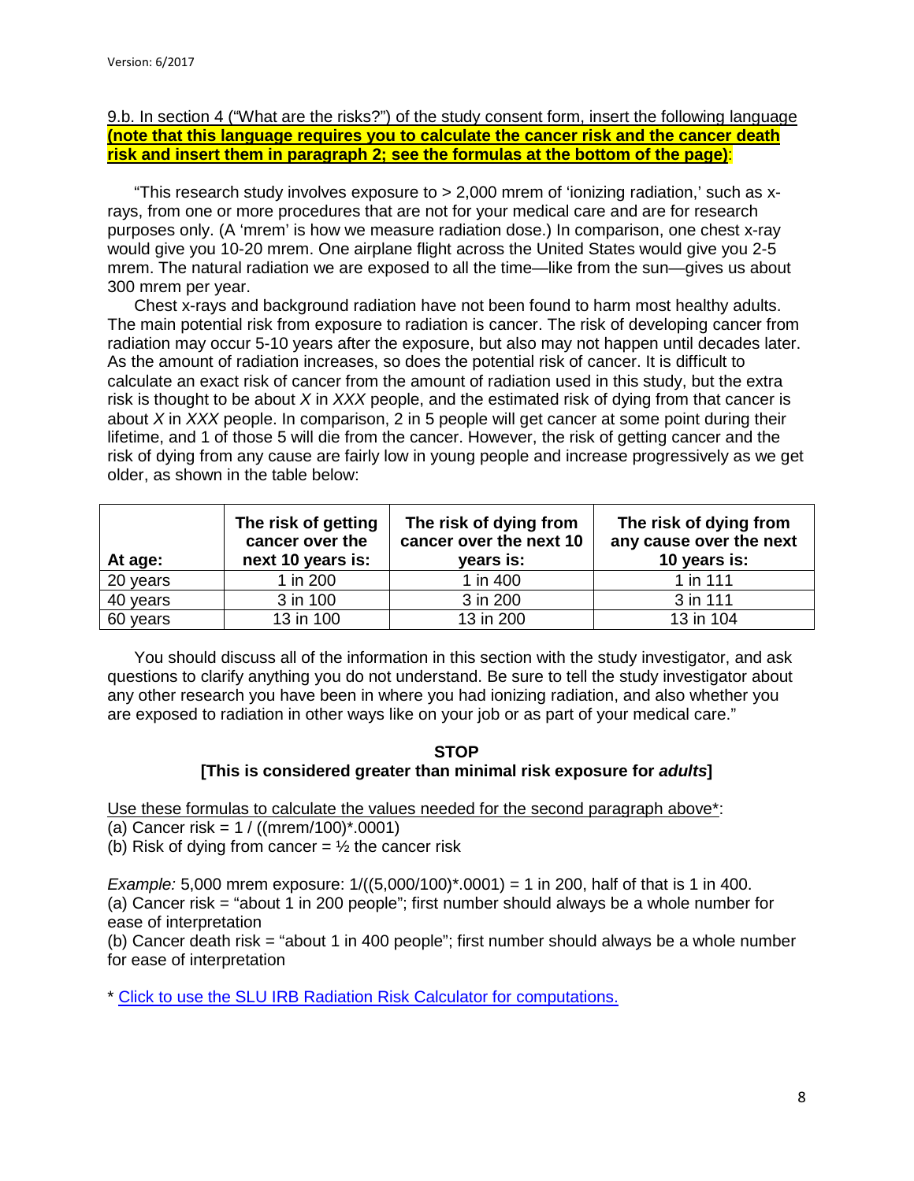9.b. In section 4 ("What are the risks?") of the study consent form, insert the following language **(note that this language requires you to calculate the cancer risk and the cancer death risk and insert them in paragraph 2; see the formulas at the bottom of the page)**:

"This research study involves exposure to > 2,000 mrem of 'ionizing radiation,' such as x-rays, from one or more procedures that are not for your medical care and are for research purposes only. (A 'mrem' is how we measure radiation dose.) In comparison, one chest x-ray would give you 10-20 mrem. One airplane flight across the United States would give you 2-5 mrem. The natural radiation we are exposed to all the time—like from the sun—gives us about 300 mrem per year.

Chest x-rays and background radiation have not been found to harm most healthy adults. The main potential risk from exposure to radiation is cancer. The risk of developing cancer from radiation may occur 5-10 years after the exposure, but also may not happen until decades later. As the amount of radiation increases, so does the potential risk of cancer. It is difficult to calculate an exact risk of cancer from the amount of radiation used in this study, but the extra risk is thought to be about *X* in *XXX* people, and the estimated risk of dying from that cancer is about *X* in *XXX* people. In comparison, 2 in 5 people will get cancer at some point during their lifetime, and 1 of those 5 will die from the cancer. However, the risk of getting cancer and the risk of dying from any cause are fairly low in young people and increase progressively as we get older, as shown in the table below:

| At age: | The risk of getting cancer over the next 10 years is: | The risk of dying from cancer over the next 10 years is: | The risk of dying from any cause over the next 10 years is: |
|---|---|---|---|
| 20 years | 1 in 200 | 1 in 400 | 1 in 111 |
| 40 years | 3 in 100 | 3 in 200 | 3 in 111 |
| 60 years | 13 in 100 | 13 in 200 | 13 in 104 |

You should discuss all of the information in this section with the study investigator, and ask questions to clarify anything you do not understand. Be sure to tell the study investigator about any other research you have been in where you had ionizing radiation, and also whether you are exposed to radiation in other ways like on your job or as part of your medical care."

**STOP**

**[This is considered greater than minimal risk exposure for *adults*]**

Use these formulas to calculate the values needed for the second paragraph above*:

(a) Cancer risk = 1 / ((mrem/100)*.0001)

(b) Risk of dying from cancer = ½ the cancer risk

*Example:* 5,000 mrem exposure: 1/((5,000/100)*.0001) = 1 in 200, half of that is 1 in 400.

(a) Cancer risk = "about 1 in 200 people"; first number should always be a whole number for ease of interpretation

(b) Cancer death risk = "about 1 in 400 people"; first number should always be a whole number for ease of interpretation

* Click to use the SLU IRB Radiation Risk Calculator for computations.